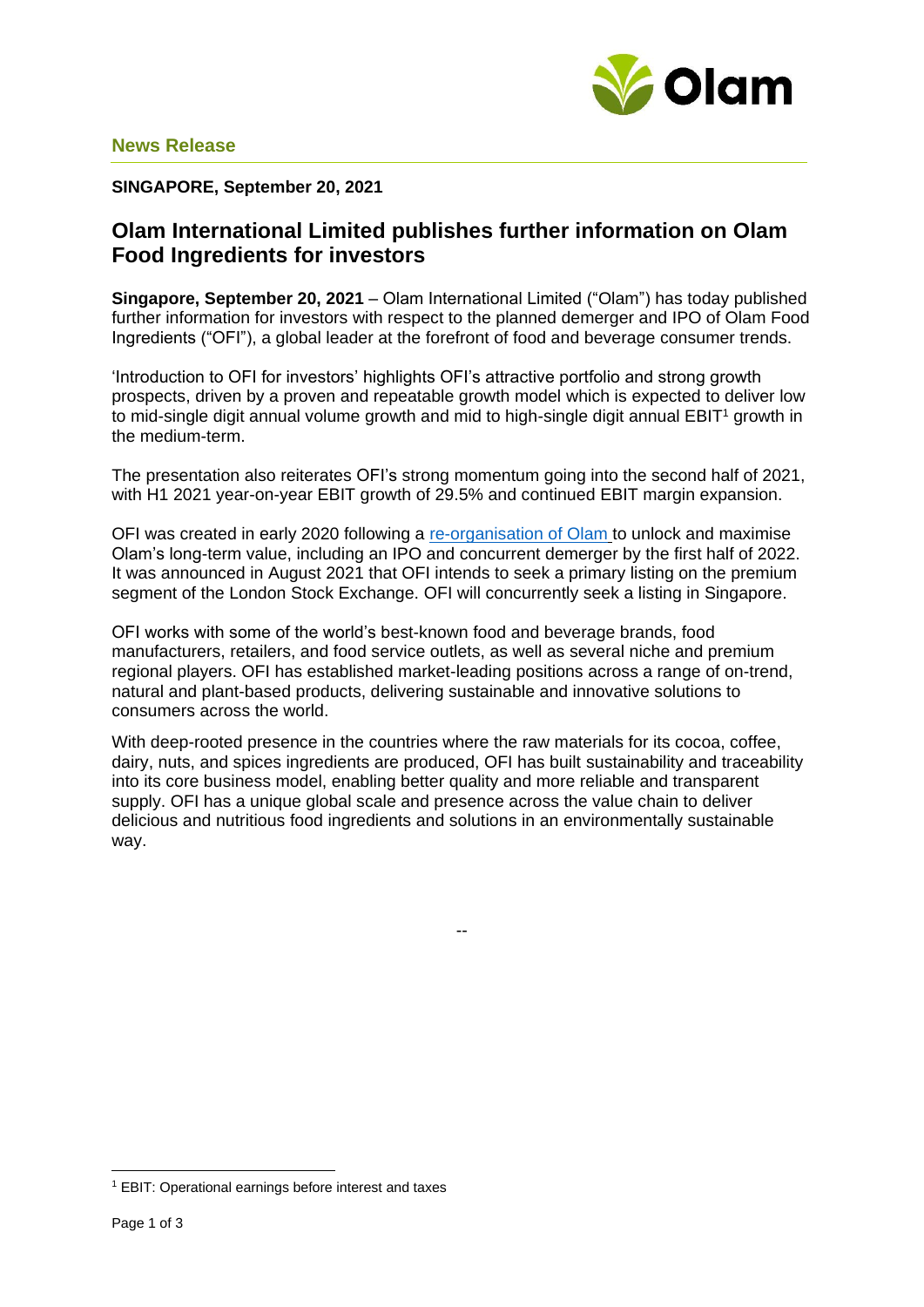**News Release**

**SINGAPORE, September 20, 2021**

## Olam International Limited publishes further information on Olam Food Ingredients for investors

**Singapore, September 20, 2021** – Olam International Limited ("Olam") has today published further information for investors with respect to the planned demerger and IPO of Olam Food Ingredients ("OFI"), a global leader at the forefront of food and beverage consumer trends.

'Introduction to OFI for investors' highlights OFI's attractive portfolio and strong growth prospects, driven by a proven and repeatable growth model which is expected to deliver low to mid-single digit annual volume growth and mid to high-single digit annual EBIT[1] growth in the medium-term.

The presentation also reiterates OFI's strong momentum going into the second half of 2021, with H1 2021 year-on-year EBIT growth of 29.5% and continued EBIT margin expansion.

OFI was created in early 2020 following a re-organisation of Olam to unlock and maximise Olam's long-term value, including an IPO and concurrent demerger by the first half of 2022. It was announced in August 2021 that OFI intends to seek a primary listing on the premium segment of the London Stock Exchange. OFI will concurrently seek a listing in Singapore.

OFI works with some of the world's best-known food and beverage brands, food manufacturers, retailers, and food service outlets, as well as several niche and premium regional players. OFI has established market-leading positions across a range of on-trend, natural and plant-based products, delivering sustainable and innovative solutions to consumers across the world.

With deep-rooted presence in the countries where the raw materials for its cocoa, coffee, dairy, nuts, and spices ingredients are produced, OFI has built sustainability and traceability into its core business model, enabling better quality and more reliable and transparent supply. OFI has a unique global scale and presence across the value chain to deliver delicious and nutritious food ingredients and solutions in an environmentally sustainable way.

--

[1] EBIT: Operational earnings before interest and taxes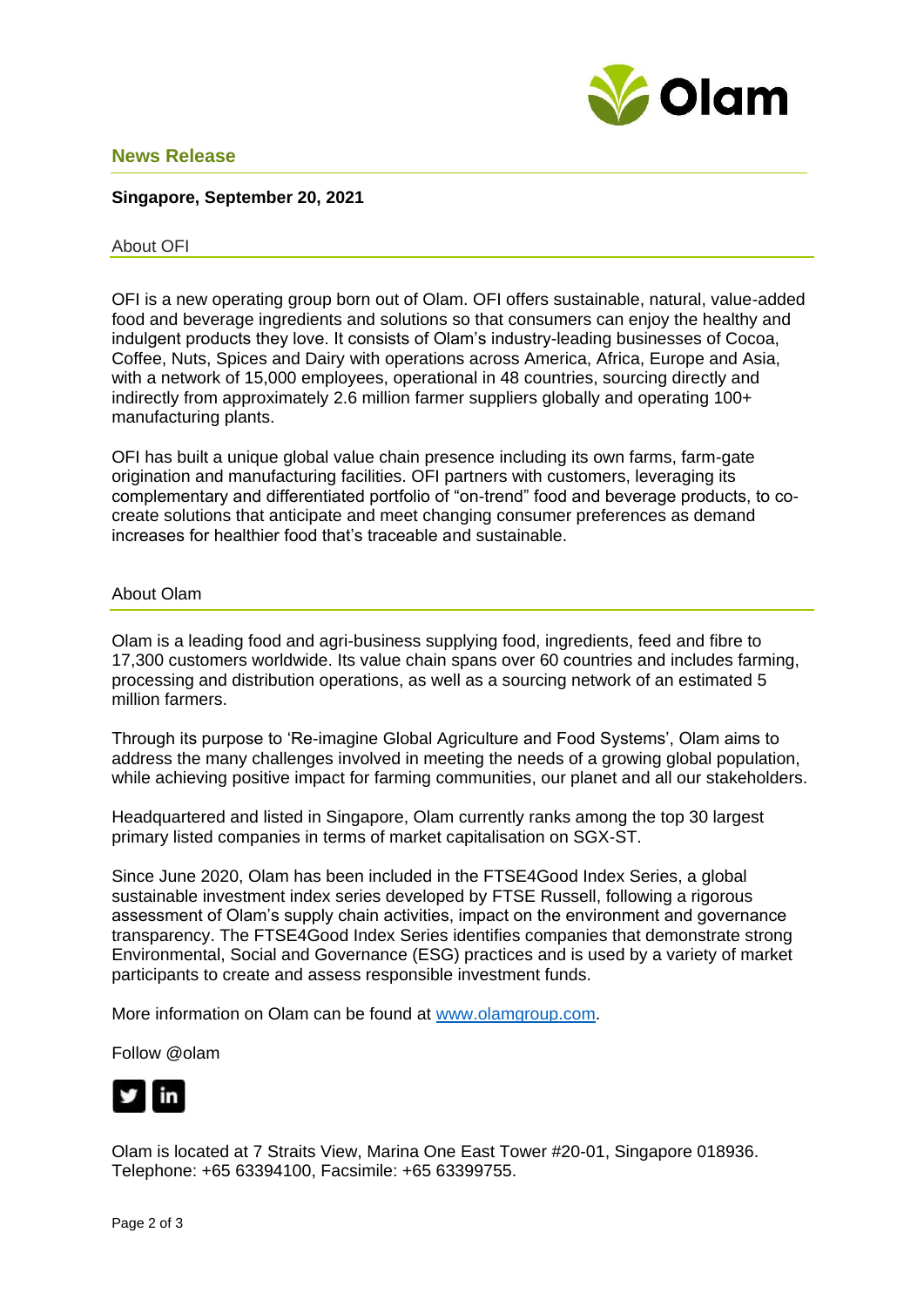## News Release

**Singapore, September 20, 2021**

### About OFI

OFI is a new operating group born out of Olam. OFI offers sustainable, natural, value-added food and beverage ingredients and solutions so that consumers can enjoy the healthy and indulgent products they love. It consists of Olam's industry-leading businesses of Cocoa, Coffee, Nuts, Spices and Dairy with operations across America, Africa, Europe and Asia, with a network of 15,000 employees, operational in 48 countries, sourcing directly and indirectly from approximately 2.6 million farmer suppliers globally and operating 100+ manufacturing plants.

OFI has built a unique global value chain presence including its own farms, farm-gate origination and manufacturing facilities. OFI partners with customers, leveraging its complementary and differentiated portfolio of "on-trend" food and beverage products, to co-create solutions that anticipate and meet changing consumer preferences as demand increases for healthier food that's traceable and sustainable.

### About Olam

Olam is a leading food and agri-business supplying food, ingredients, feed and fibre to 17,300 customers worldwide. Its value chain spans over 60 countries and includes farming, processing and distribution operations, as well as a sourcing network of an estimated 5 million farmers.

Through its purpose to 'Re-imagine Global Agriculture and Food Systems', Olam aims to address the many challenges involved in meeting the needs of a growing global population, while achieving positive impact for farming communities, our planet and all our stakeholders.

Headquartered and listed in Singapore, Olam currently ranks among the top 30 largest primary listed companies in terms of market capitalisation on SGX-ST.

Since June 2020, Olam has been included in the FTSE4Good Index Series, a global sustainable investment index series developed by FTSE Russell, following a rigorous assessment of Olam's supply chain activities, impact on the environment and governance transparency. The FTSE4Good Index Series identifies companies that demonstrate strong Environmental, Social and Governance (ESG) practices and is used by a variety of market participants to create and assess responsible investment funds.

More information on Olam can be found at [www.olamgroup.com](http://www.olamgroup.com).

Follow @olam

Olam is located at 7 Straits View, Marina One East Tower #20-01, Singapore 018936. Telephone: +65 63394100, Facsimile: +65 63399755.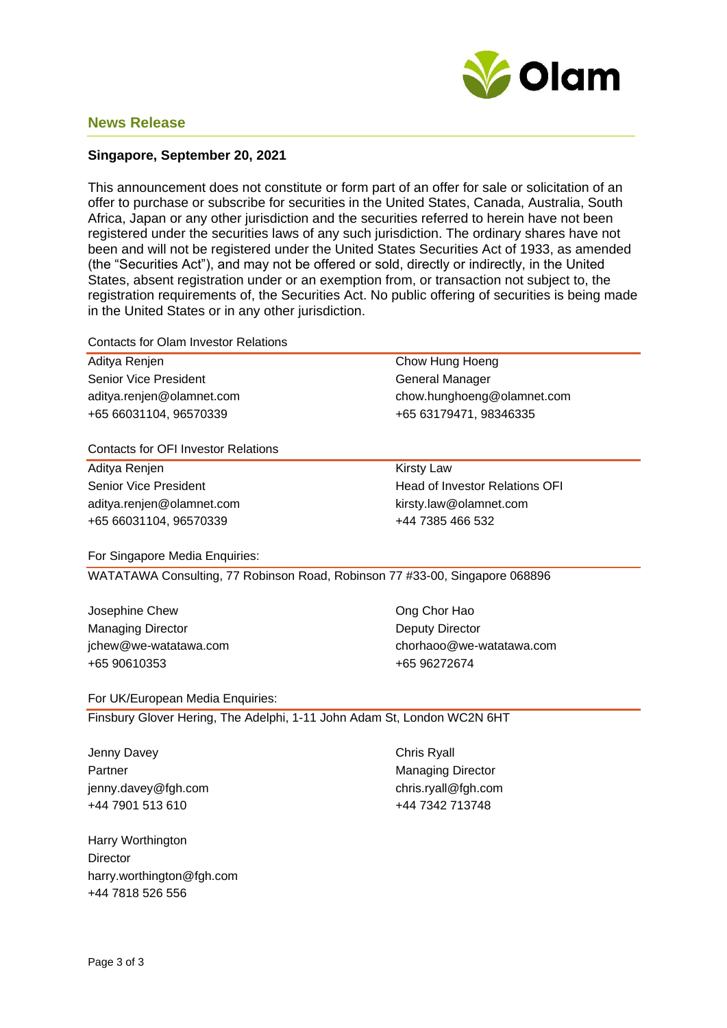## News Release

**Singapore, September 20, 2021**

This announcement does not constitute or form part of an offer for sale or solicitation of an offer to purchase or subscribe for securities in the United States, Canada, Australia, South Africa, Japan or any other jurisdiction and the securities referred to herein have not been registered under the securities laws of any such jurisdiction. The ordinary shares have not been and will not be registered under the United States Securities Act of 1933, as amended (the "Securities Act"), and may not be offered or sold, directly or indirectly, in the United States, absent registration under or an exemption from, or transaction not subject to, the registration requirements of, the Securities Act. No public offering of securities is being made in the United States or in any other jurisdiction.

Contacts for Olam Investor Relations

Aditya Renjen
Senior Vice President
aditya.renjen@olamnet.com
+65 66031104, 96570339

Chow Hung Hoeng
General Manager
chow.hunghoeng@olamnet.com
+65 63179471, 98346335

Contacts for OFI Investor Relations

Aditya Renjen
Senior Vice President
aditya.renjen@olamnet.com
+65 66031104, 96570339

Kirsty Law
Head of Investor Relations OFI
kirsty.law@olamnet.com
+44 7385 466 532

For Singapore Media Enquiries:

WATATAWA Consulting, 77 Robinson Road, Robinson 77 #33-00, Singapore 068896

Josephine Chew
Managing Director
jchew@we-watatawa.com
+65 90610353

Ong Chor Hao
Deputy Director
chorhaoo@we-watatawa.com
+65 96272674

For UK/European Media Enquiries:

Finsbury Glover Hering, The Adelphi, 1-11 John Adam St, London WC2N 6HT

Jenny Davey
Partner
jenny.davey@fgh.com
+44 7901 513 610

Chris Ryall
Managing Director
chris.ryall@fgh.com
+44 7342 713748

Harry Worthington
Director
harry.worthington@fgh.com
+44 7818 526 556